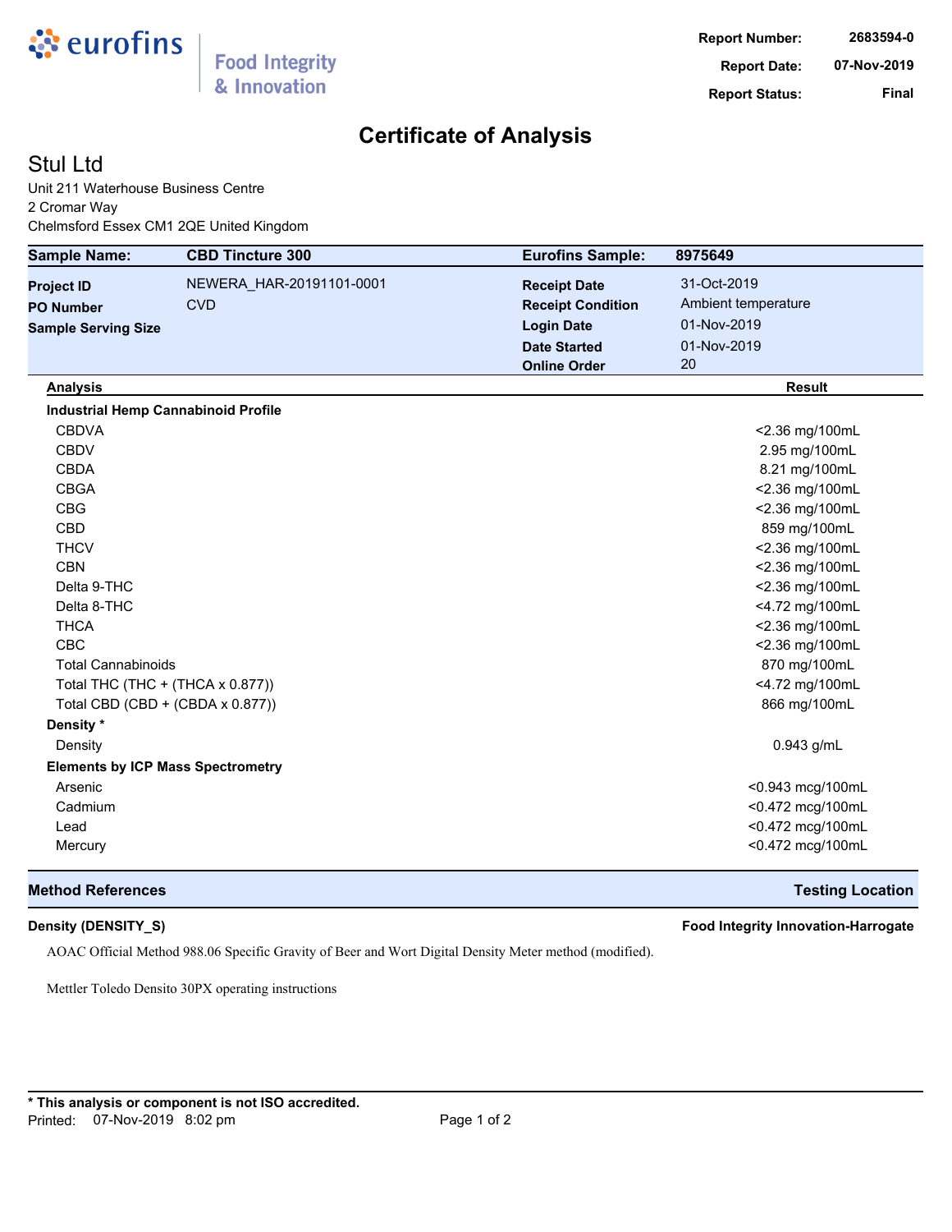eurofins | Food Integrity & Innovation

| | |
|---|---|
| **Report Number:** | 2683594-0 |
| **Report Date:** | 07-Nov-2019 |
| **Report Status:** | Final |

# Certificate of Analysis

## Stul Ltd

Unit 211 Waterhouse Business Centre
2 Cromar Way
Chelmsford Essex CM1 2QE United Kingdom

| **Sample Name:** | **CBD Tincture 300** | **Eurofins Sample:** | **8975649** |
|---|---|---|---|
| **Project ID** | NEWERA_HAR-20191101-0001 | **Receipt Date** | 31-Oct-2019 |
| **PO Number** | CVD | **Receipt Condition** | Ambient temperature |
| **Sample Serving Size** | | **Login Date** | 01-Nov-2019 |
| | | **Date Started** | 01-Nov-2019 |
| | | **Online Order** | 20 |

| **Analysis** | **Result** |
|---|---|
| **Industrial Hemp Cannabinoid Profile** | |
| CBDVA | <2.36 mg/100mL |
| CBDV | 2.95 mg/100mL |
| CBDA | 8.21 mg/100mL |
| CBGA | <2.36 mg/100mL |
| CBG | <2.36 mg/100mL |
| CBD | 859 mg/100mL |
| THCV | <2.36 mg/100mL |
| CBN | <2.36 mg/100mL |
| Delta 9-THC | <2.36 mg/100mL |
| Delta 8-THC | <4.72 mg/100mL |
| THCA | <2.36 mg/100mL |
| CBC | <2.36 mg/100mL |
| Total Cannabinoids | 870 mg/100mL |
| Total THC (THC + (THCA x 0.877)) | <4.72 mg/100mL |
| Total CBD (CBD + (CBDA x 0.877)) | 866 mg/100mL |
| **Density *** | |
| Density | 0.943 g/mL |
| **Elements by ICP Mass Spectrometry** | |
| Arsenic | <0.943 mcg/100mL |
| Cadmium | <0.472 mcg/100mL |
| Lead | <0.472 mcg/100mL |
| Mercury | <0.472 mcg/100mL |

| **Method References** | **Testing Location** |
|---|---|
| **Density (DENSITY_S)** | **Food Integrity Innovation-Harrogate** |

AOAC Official Method 988.06 Specific Gravity of Beer and Wort Digital Density Meter method (modified).

Mettler Toledo Densito 30PX operating instructions

**\* This analysis or component is not ISO accredited.**

Printed: 07-Nov-2019 8:02 pm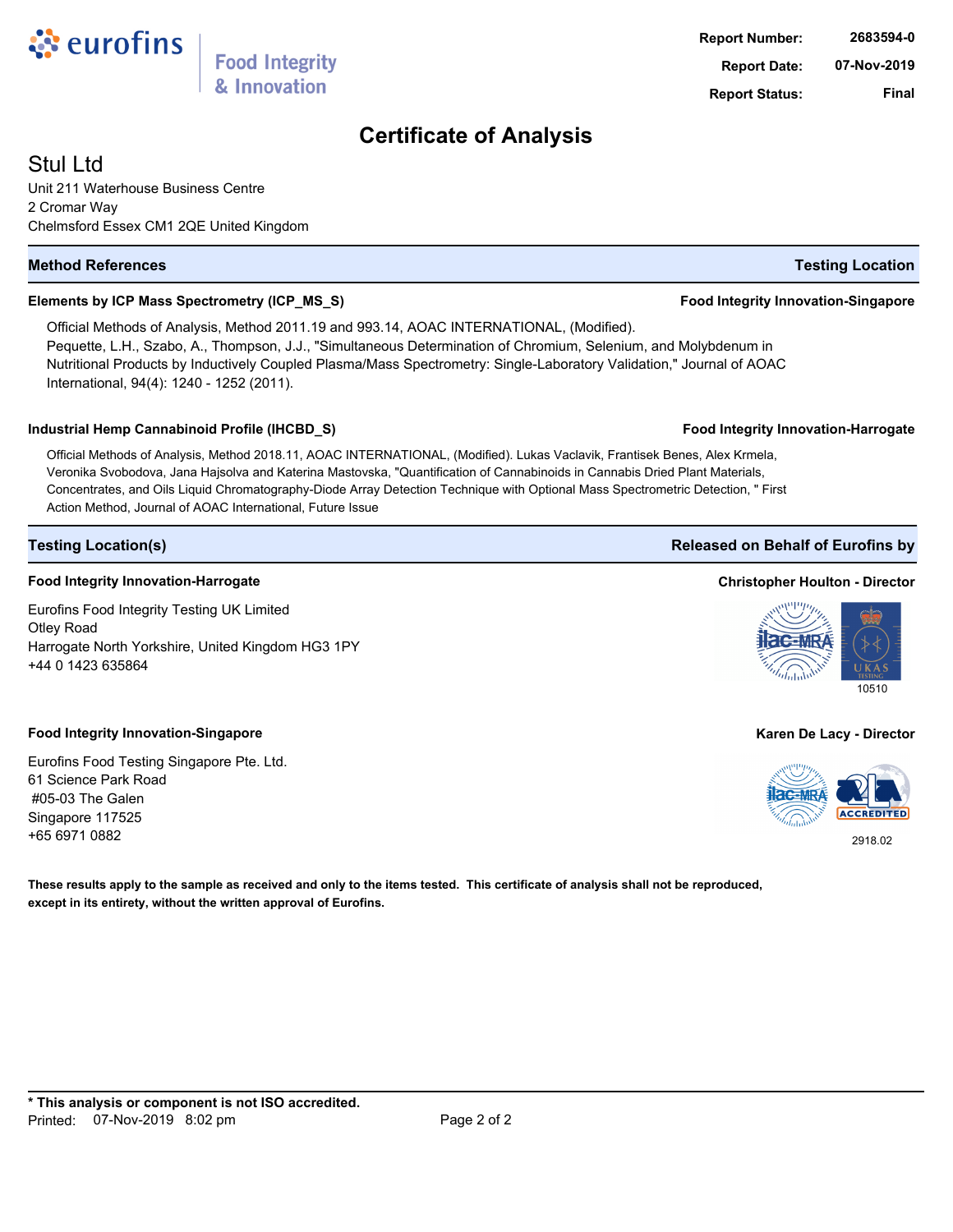eurofins | Food Integrity & Innovation

| | |
|---|---|
| **Report Number:** | **2683594-0** |
| **Report Date:** | **07-Nov-2019** |
| **Report Status:** | **Final** |

# Certificate of Analysis

## Stul Ltd

Unit 211 Waterhouse Business Centre
2 Cromar Way
Chelmsford Essex CM1 2QE United Kingdom

| **Method References** | **Testing Location** |
|---|---|

**Elements by ICP Mass Spectrometry (ICP_MS_S)** — **Food Integrity Innovation-Singapore**

Official Methods of Analysis, Method 2011.19 and 993.14, AOAC INTERNATIONAL, (Modified).
Pequette, L.H., Szabo, A., Thompson, J.J., "Simultaneous Determination of Chromium, Selenium, and Molybdenum in Nutritional Products by Inductively Coupled Plasma/Mass Spectrometry: Single-Laboratory Validation," Journal of AOAC International, 94(4): 1240 - 1252 (2011).

**Industrial Hemp Cannabinoid Profile (IHCBD_S)** — **Food Integrity Innovation-Harrogate**

Official Methods of Analysis, Method 2018.11, AOAC INTERNATIONAL, (Modified). Lukas Vaclavik, Frantisek Benes, Alex Krmela, Veronika Svobodova, Jana Hajsolva and Katerina Mastovska, "Quantification of Cannabinoids in Cannabis Dried Plant Materials, Concentrates, and Oils Liquid Chromatography-Diode Array Detection Technique with Optional Mass Spectrometric Detection, " First Action Method, Journal of AOAC International, Future Issue

| **Testing Location(s)** | **Released on Behalf of Eurofins by** |
|---|---|

**Food Integrity Innovation-Harrogate** — **Christopher Houlton - Director**

Eurofins Food Integrity Testing UK Limited
Otley Road
Harrogate North Yorkshire, United Kingdom HG3 1PY
+44 0 1423 635864

ilac-MRA UKAS TESTING 10510

**Food Integrity Innovation-Singapore** — **Karen De Lacy - Director**

Eurofins Food Testing Singapore Pte. Ltd.
61 Science Park Road
#05-03 The Galen
Singapore 117525
+65 6971 0882

ilac-MRA A2LA ACCREDITED 2918.02

**These results apply to the sample as received and only to the items tested. This certificate of analysis shall not be reproduced, except in its entirety, without the written approval of Eurofins.**

**\* This analysis or component is not ISO accredited.**

Printed: 07-Nov-2019 8:02 pm